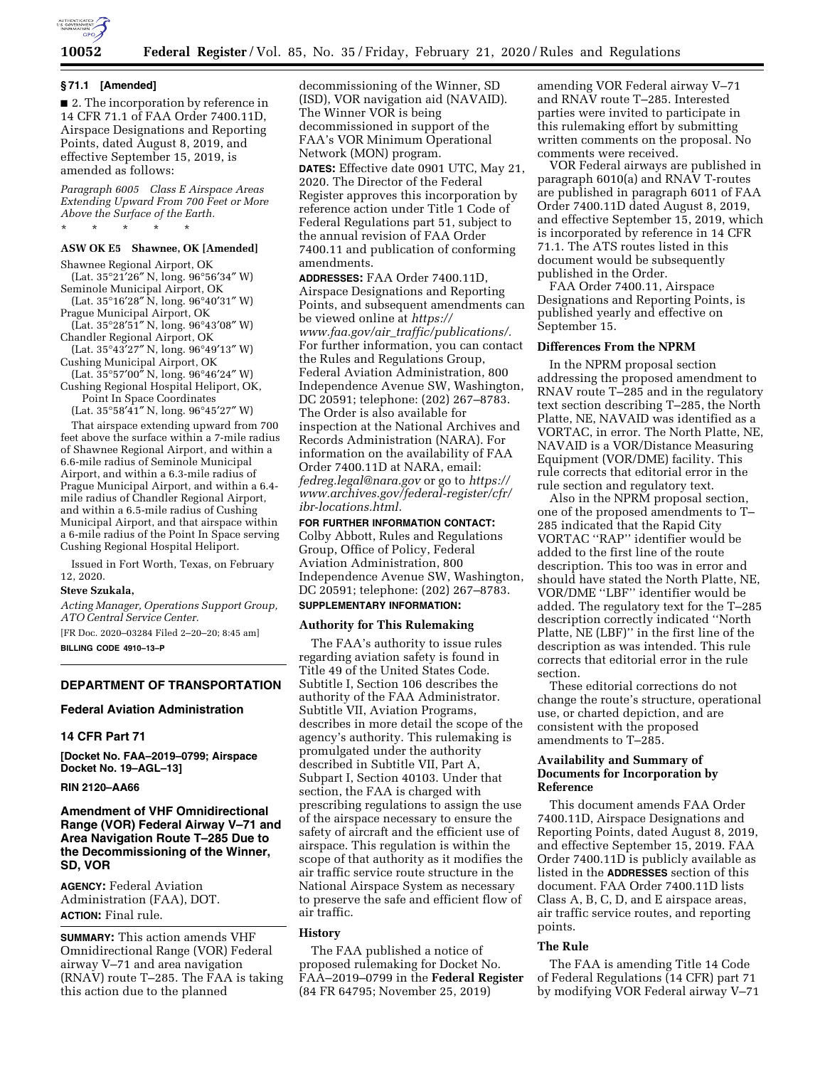## § 71.1 [Amended]

■ 2. The incorporation by reference in 14 CFR 71.1 of FAA Order 7400.11D, Airspace Designations and Reporting Points, dated August 8, 2019, and effective September 15, 2019, is amended as follows:

*Paragraph 6005 Class E Airspace Areas Extending Upward From 700 Feet or More Above the Surface of the Earth.*

\* \* \* \* \*

**ASW OK E5 Shawnee, OK [Amended]**

Shawnee Regional Airport, OK
(Lat. 35°21′26″ N, long. 96°56′34″ W)
Seminole Municipal Airport, OK
(Lat. 35°16′28″ N, long. 96°40′31″ W)
Prague Municipal Airport, OK
(Lat. 35°28′51″ N, long. 96°43′08″ W)
Chandler Regional Airport, OK
(Lat. 35°43′27″ N, long. 96°49′13″ W)
Cushing Municipal Airport, OK
(Lat. 35°57′00″ N, long. 96°46′24″ W)
Cushing Regional Hospital Heliport, OK, Point In Space Coordinates
(Lat. 35°58′41″ N, long. 96°45′27″ W)

That airspace extending upward from 700 feet above the surface within a 7-mile radius of Shawnee Regional Airport, and within a 6.6-mile radius of Seminole Municipal Airport, and within a 6.3-mile radius of Prague Municipal Airport, and within a 6.4-mile radius of Chandler Regional Airport, and within a 6.5-mile radius of Cushing Municipal Airport, and that airspace within a 6-mile radius of the Point In Space serving Cushing Regional Hospital Heliport.

Issued in Fort Worth, Texas, on February 12, 2020.

**Steve Szukala,**

*Acting Manager, Operations Support Group, ATO Central Service Center.*

[FR Doc. 2020–03284 Filed 2–20–20; 8:45 am]

**BILLING CODE 4910–13–P**

---

## DEPARTMENT OF TRANSPORTATION

## Federal Aviation Administration

## 14 CFR Part 71

**[Docket No. FAA–2019–0799; Airspace Docket No. 19–AGL–13]**

**RIN 2120–AA66**

## Amendment of VHF Omnidirectional Range (VOR) Federal Airway V–71 and Area Navigation Route T–285 Due to the Decommissioning of the Winner, SD, VOR

**AGENCY:** Federal Aviation Administration (FAA), DOT.

**ACTION:** Final rule.

**SUMMARY:** This action amends VHF Omnidirectional Range (VOR) Federal airway V–71 and area navigation (RNAV) route T–285. The FAA is taking this action due to the planned decommissioning of the Winner, SD (ISD), VOR navigation aid (NAVAID). The Winner VOR is being decommissioned in support of the FAA's VOR Minimum Operational Network (MON) program.

**DATES:** Effective date 0901 UTC, May 21, 2020. The Director of the Federal Register approves this incorporation by reference action under Title 1 Code of Federal Regulations part 51, subject to the annual revision of FAA Order 7400.11 and publication of conforming amendments.

**ADDRESSES:** FAA Order 7400.11D, Airspace Designations and Reporting Points, and subsequent amendments can be viewed online at *https://www.faa.gov/air_traffic/publications/.* For further information, you can contact the Rules and Regulations Group, Federal Aviation Administration, 800 Independence Avenue SW, Washington, DC 20591; telephone: (202) 267–8783. The Order is also available for inspection at the National Archives and Records Administration (NARA). For information on the availability of FAA Order 7400.11D at NARA, email: *fedreg.legal@nara.gov* or go to *https://www.archives.gov/federal-register/cfr/ibr-locations.html.*

**FOR FURTHER INFORMATION CONTACT:** Colby Abbott, Rules and Regulations Group, Office of Policy, Federal Aviation Administration, 800 Independence Avenue SW, Washington, DC 20591; telephone: (202) 267–8783.

**SUPPLEMENTARY INFORMATION:**

### Authority for This Rulemaking

The FAA's authority to issue rules regarding aviation safety is found in Title 49 of the United States Code. Subtitle I, Section 106 describes the authority of the FAA Administrator. Subtitle VII, Aviation Programs, describes in more detail the scope of the agency's authority. This rulemaking is promulgated under the authority described in Subtitle VII, Part A, Subpart I, Section 40103. Under that section, the FAA is charged with prescribing regulations to assign the use of the airspace necessary to ensure the safety of aircraft and the efficient use of airspace. This regulation is within the scope of that authority as it modifies the air traffic service route structure in the National Airspace System as necessary to preserve the safe and efficient flow of air traffic.

### History

The FAA published a notice of proposed rulemaking for Docket No. FAA–2019–0799 in the **Federal Register** (84 FR 64795; November 25, 2019) amending VOR Federal airway V–71 and RNAV route T–285. Interested parties were invited to participate in this rulemaking effort by submitting written comments on the proposal. No comments were received.

VOR Federal airways are published in paragraph 6010(a) and RNAV T-routes are published in paragraph 6011 of FAA Order 7400.11D dated August 8, 2019, and effective September 15, 2019, which is incorporated by reference in 14 CFR 71.1. The ATS routes listed in this document would be subsequently published in the Order.

FAA Order 7400.11, Airspace Designations and Reporting Points, is published yearly and effective on September 15.

### Differences From the NPRM

In the NPRM proposal section addressing the proposed amendment to RNAV route T–285 and in the regulatory text section describing T–285, the North Platte, NE, NAVAID was identified as a VORTAC, in error. The North Platte, NE, NAVAID is a VOR/Distance Measuring Equipment (VOR/DME) facility. This rule corrects that editorial error in the rule section and regulatory text.

Also in the NPRM proposal section, one of the proposed amendments to T–285 indicated that the Rapid City VORTAC ''RAP'' identifier would be added to the first line of the route description. This too was in error and should have stated the North Platte, NE, VOR/DME ''LBF'' identifier would be added. The regulatory text for the T–285 description correctly indicated ''North Platte, NE (LBF)'' in the first line of the description as was intended. This rule corrects that editorial error in the rule section.

These editorial corrections do not change the route's structure, operational use, or charted depiction, and are consistent with the proposed amendments to T–285.

### Availability and Summary of Documents for Incorporation by Reference

This document amends FAA Order 7400.11D, Airspace Designations and Reporting Points, dated August 8, 2019, and effective September 15, 2019. FAA Order 7400.11D is publicly available as listed in the **ADDRESSES** section of this document. FAA Order 7400.11D lists Class A, B, C, D, and E airspace areas, air traffic service routes, and reporting points.

### The Rule

The FAA is amending Title 14 Code of Federal Regulations (14 CFR) part 71 by modifying VOR Federal airway V–71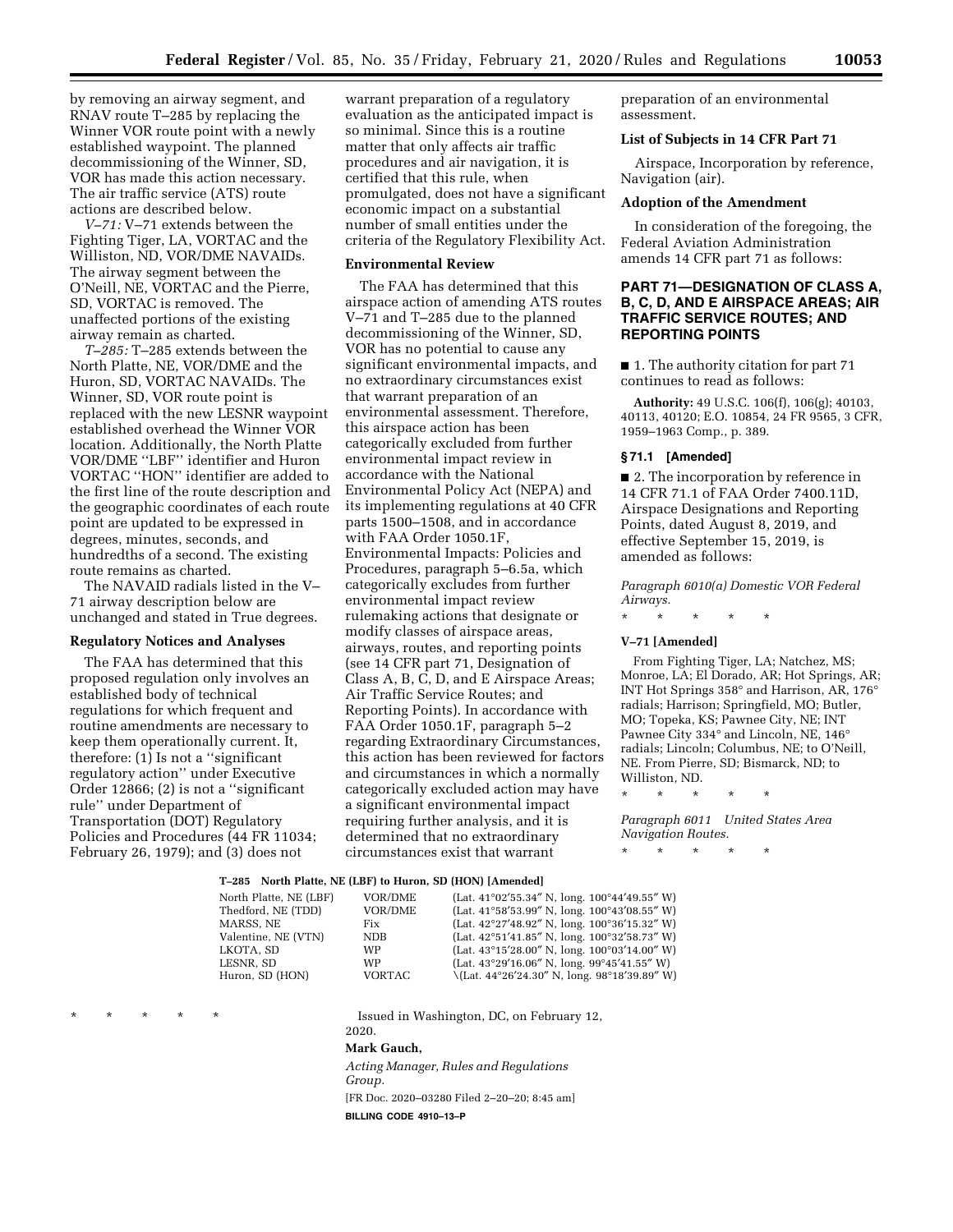by removing an airway segment, and RNAV route T–285 by replacing the Winner VOR route point with a newly established waypoint. The planned decommissioning of the Winner, SD, VOR has made this action necessary. The air traffic service (ATS) route actions are described below.

*V–71:* V–71 extends between the Fighting Tiger, LA, VORTAC and the Williston, ND, VOR/DME NAVAIDs. The airway segment between the O'Neill, NE, VORTAC and the Pierre, SD, VORTAC is removed. The unaffected portions of the existing airway remain as charted.

*T–285:* T–285 extends between the North Platte, NE, VOR/DME and the Huron, SD, VORTAC NAVAIDs. The Winner, SD, VOR route point is replaced with the new LESNR waypoint established overhead the Winner VOR location. Additionally, the North Platte VOR/DME ''LBF'' identifier and Huron VORTAC ''HON'' identifier are added to the first line of the route description and the geographic coordinates of each route point are updated to be expressed in degrees, minutes, seconds, and hundredths of a second. The existing route remains as charted.

The NAVAID radials listed in the V–71 airway description below are unchanged and stated in True degrees.

## Regulatory Notices and Analyses

The FAA has determined that this proposed regulation only involves an established body of technical regulations for which frequent and routine amendments are necessary to keep them operationally current. It, therefore: (1) Is not a ''significant regulatory action'' under Executive Order 12866; (2) is not a ''significant rule'' under Department of Transportation (DOT) Regulatory Policies and Procedures (44 FR 11034; February 26, 1979); and (3) does not warrant preparation of a regulatory evaluation as the anticipated impact is so minimal. Since this is a routine matter that only affects air traffic procedures and air navigation, it is certified that this rule, when promulgated, does not have a significant economic impact on a substantial number of small entities under the criteria of the Regulatory Flexibility Act.

## Environmental Review

The FAA has determined that this airspace action of amending ATS routes V–71 and T–285 due to the planned decommissioning of the Winner, SD, VOR has no potential to cause any significant environmental impacts, and no extraordinary circumstances exist that warrant preparation of an environmental assessment. Therefore, this airspace action has been categorically excluded from further environmental impact review in accordance with the National Environmental Policy Act (NEPA) and its implementing regulations at 40 CFR parts 1500–1508, and in accordance with FAA Order 1050.1F, Environmental Impacts: Policies and Procedures, paragraph 5–6.5a, which categorically excludes from further environmental impact review rulemaking actions that designate or modify classes of airspace areas, airways, routes, and reporting points (see 14 CFR part 71, Designation of Class A, B, C, D, and E Airspace Areas; Air Traffic Service Routes; and Reporting Points). In accordance with FAA Order 1050.1F, paragraph 5–2 regarding Extraordinary Circumstances, this action has been reviewed for factors and circumstances in which a normally categorically excluded action may have a significant environmental impact requiring further analysis, and it is determined that no extraordinary circumstances exist that warrant preparation of an environmental assessment.

## List of Subjects in 14 CFR Part 71

Airspace, Incorporation by reference, Navigation (air).

## Adoption of the Amendment

In consideration of the foregoing, the Federal Aviation Administration amends 14 CFR part 71 as follows:

## PART 71—DESIGNATION OF CLASS A, B, C, D, AND E AIRSPACE AREAS; AIR TRAFFIC SERVICE ROUTES; AND REPORTING POINTS

■ 1. The authority citation for part 71 continues to read as follows:

**Authority:** 49 U.S.C. 106(f), 106(g); 40103, 40113, 40120; E.O. 10854, 24 FR 9565, 3 CFR, 1959–1963 Comp., p. 389.

### § 71.1 [Amended]

■ 2. The incorporation by reference in 14 CFR 71.1 of FAA Order 7400.11D, Airspace Designations and Reporting Points, dated August 8, 2019, and effective September 15, 2019, is amended as follows:

*Paragraph 6010(a) Domestic VOR Federal Airways.*

\* \* \* \* \*

**V–71 [Amended]**

From Fighting Tiger, LA; Natchez, MS; Monroe, LA; El Dorado, AR; Hot Springs, AR; INT Hot Springs 358° and Harrison, AR, 176° radials; Harrison; Springfield, MO; Butler, MO; Topeka, KS; Pawnee City, NE; INT Pawnee City 334° and Lincoln, NE, 146° radials; Lincoln; Columbus, NE; to O'Neill, NE. From Pierre, SD; Bismarck, ND; to Williston, ND.

\* \* \* \* \*

*Paragraph 6011 United States Area Navigation Routes.*

\* \* \* \* \*

**T–285 North Platte, NE (LBF) to Huron, SD (HON) [Amended]**

| | | |
|---|---|---|
| North Platte, NE (LBF) | VOR/DME | (Lat. 41°02′55.34″ N, long. 100°44′49.55″ W) |
| Thedford, NE (TDD) | VOR/DME | (Lat. 41°58′53.99″ N, long. 100°43′08.55″ W) |
| MARSS, NE | Fix | (Lat. 42°27′48.92″ N, long. 100°36′15.32″ W) |
| Valentine, NE (VTN) | NDB | (Lat. 42°51′41.85″ N, long. 100°32′58.73″ W) |
| LKOTA, SD | WP | (Lat. 43°15′28.00″ N, long. 100°03′14.00″ W) |
| LESNR, SD | WP | (Lat. 43°29′16.06″ N, long. 99°45′41.55″ W) |
| Huron, SD (HON) | VORTAC | \(Lat. 44°26′24.30″ N, long. 98°18′39.89″ W) |

\* \* \* \* \*

Issued in Washington, DC, on February 12, 2020.

**Mark Gauch,**

*Acting Manager, Rules and Regulations Group.*

[FR Doc. 2020–03280 Filed 2–20–20; 8:45 am]

**BILLING CODE 4910–13–P**